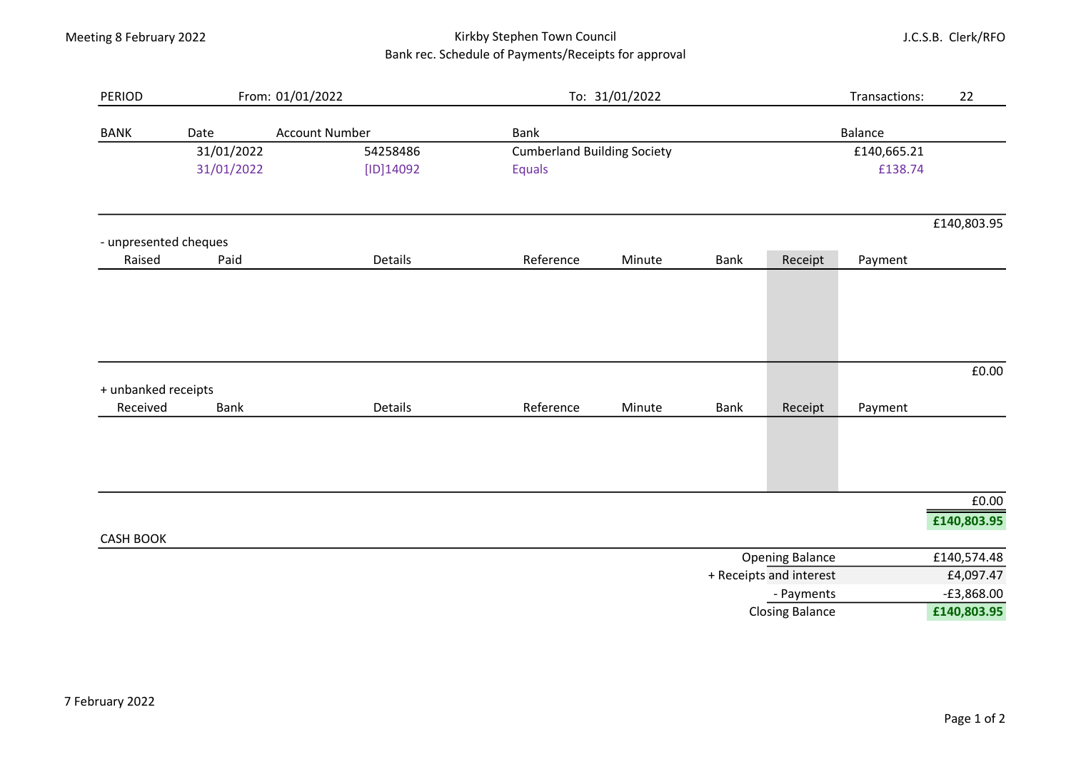Meeting 8 February 2022

Kirkby Stephen Town Council
Bank rec. Schedule of Payments/Receipts for approval

J.C.S.B. Clerk/RFO

| PERIOD | From: 01/01/2022 | To: 31/01/2022 | Transactions: 22 |
|---|---|---|---|

| BANK | Date | Account Number | Bank | Balance |
|---|---|---|---|---|
| | 31/01/2022 | 54258486 | Cumberland Building Society | £140,665.21 |
| | 31/01/2022 | [ID]14092 | Equals | £138.74 |
| | | | | £140,803.95 |

- unpresented cheques

| Raised | Paid | Details | Reference | Minute | Bank | Receipt | Payment |
|---|---|---|---|---|---|---|---|
| | | | | | | | £0.00 |

+ unbanked receipts

| Received | Bank | Details | Reference | Minute | Bank | Receipt | Payment |
|---|---|---|---|---|---|---|---|
| | | | | | | | £0.00 |

**£140,803.95**

CASH BOOK

| | |
|---|---|
| Opening Balance | £140,574.48 |
| + Receipts and interest | £4,097.47 |
| - Payments | -£3,868.00 |
| Closing Balance | **£140,803.95** |

7 February 2022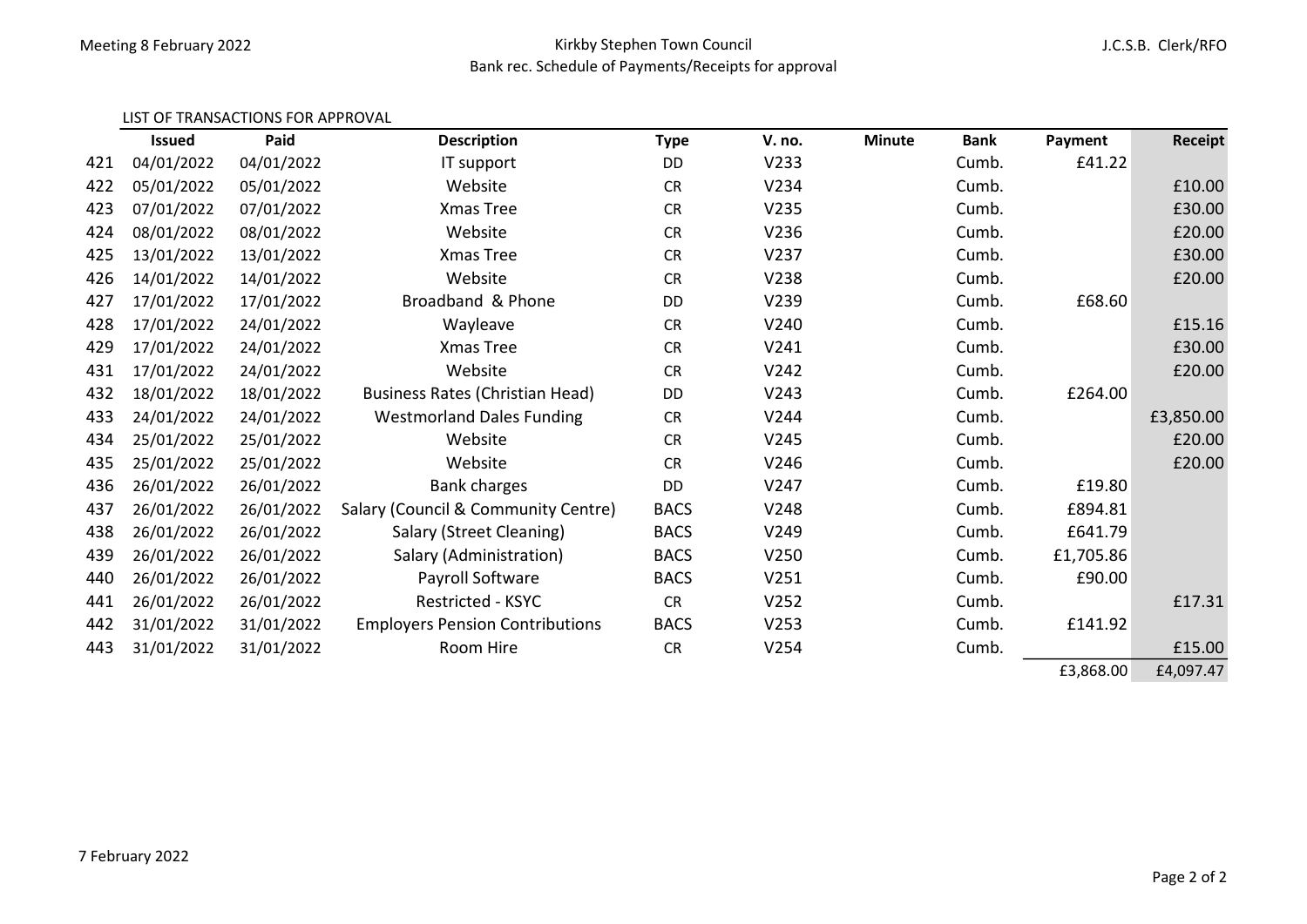Meeting 8 February 2022

Kirkby Stephen Town Council
Bank rec. Schedule of Payments/Receipts for approval

J.C.S.B. Clerk/RFO

LIST OF TRANSACTIONS FOR APPROVAL

| | Issued | Paid | Description | Type | V. no. | Minute | Bank | Payment | Receipt |
|---|---|---|---|---|---|---|---|---|---|
| 421 | 04/01/2022 | 04/01/2022 | IT support | DD | V233 | | Cumb. | £41.22 | |
| 422 | 05/01/2022 | 05/01/2022 | Website | CR | V234 | | Cumb. | | £10.00 |
| 423 | 07/01/2022 | 07/01/2022 | Xmas Tree | CR | V235 | | Cumb. | | £30.00 |
| 424 | 08/01/2022 | 08/01/2022 | Website | CR | V236 | | Cumb. | | £20.00 |
| 425 | 13/01/2022 | 13/01/2022 | Xmas Tree | CR | V237 | | Cumb. | | £30.00 |
| 426 | 14/01/2022 | 14/01/2022 | Website | CR | V238 | | Cumb. | | £20.00 |
| 427 | 17/01/2022 | 17/01/2022 | Broadband & Phone | DD | V239 | | Cumb. | £68.60 | |
| 428 | 17/01/2022 | 24/01/2022 | Wayleave | CR | V240 | | Cumb. | | £15.16 |
| 429 | 17/01/2022 | 24/01/2022 | Xmas Tree | CR | V241 | | Cumb. | | £30.00 |
| 431 | 17/01/2022 | 24/01/2022 | Website | CR | V242 | | Cumb. | | £20.00 |
| 432 | 18/01/2022 | 18/01/2022 | Business Rates (Christian Head) | DD | V243 | | Cumb. | £264.00 | |
| 433 | 24/01/2022 | 24/01/2022 | Westmorland Dales Funding | CR | V244 | | Cumb. | | £3,850.00 |
| 434 | 25/01/2022 | 25/01/2022 | Website | CR | V245 | | Cumb. | | £20.00 |
| 435 | 25/01/2022 | 25/01/2022 | Website | CR | V246 | | Cumb. | | £20.00 |
| 436 | 26/01/2022 | 26/01/2022 | Bank charges | DD | V247 | | Cumb. | £19.80 | |
| 437 | 26/01/2022 | 26/01/2022 | Salary (Council & Community Centre) | BACS | V248 | | Cumb. | £894.81 | |
| 438 | 26/01/2022 | 26/01/2022 | Salary (Street Cleaning) | BACS | V249 | | Cumb. | £641.79 | |
| 439 | 26/01/2022 | 26/01/2022 | Salary (Administration) | BACS | V250 | | Cumb. | £1,705.86 | |
| 440 | 26/01/2022 | 26/01/2022 | Payroll Software | BACS | V251 | | Cumb. | £90.00 | |
| 441 | 26/01/2022 | 26/01/2022 | Restricted - KSYC | CR | V252 | | Cumb. | | £17.31 |
| 442 | 31/01/2022 | 31/01/2022 | Employers Pension Contributions | BACS | V253 | | Cumb. | £141.92 | |
| 443 | 31/01/2022 | 31/01/2022 | Room Hire | CR | V254 | | Cumb. | | £15.00 |
| | | | | | | | | £3,868.00 | £4,097.47 |

7 February 2022